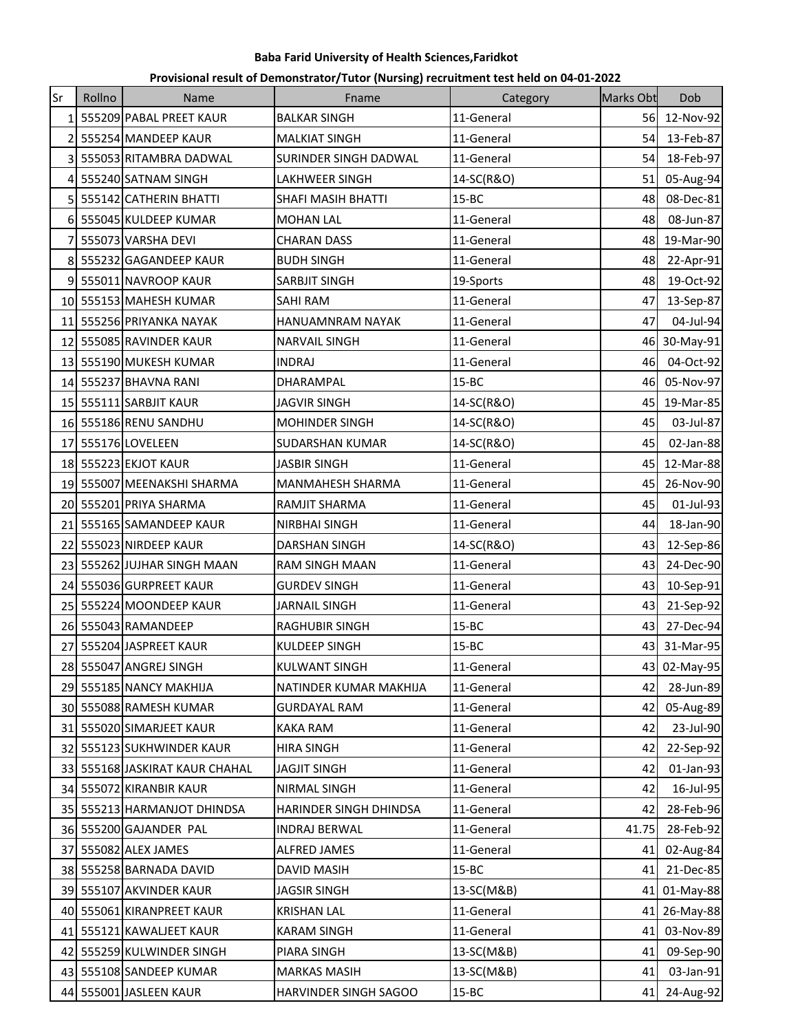**Baba Farid University of Health Sciences,Faridkot**

**Provisional result of Demonstrator/Tutor (Nursing) recruitment test held on 04-01-2022**

| Sr | Rollno | Name | Fname | Category | Marks Obt | Dob |
|---|---|---|---|---|---|---|
| 1 | 555209 | PABAL PREET KAUR | BALKAR SINGH | 11-General | 56 | 12-Nov-92 |
| 2 | 555254 | MANDEEP KAUR | MALKIAT SINGH | 11-General | 54 | 13-Feb-87 |
| 3 | 555053 | RITAMBRA DADWAL | SURINDER SINGH DADWAL | 11-General | 54 | 18-Feb-97 |
| 4 | 555240 | SATNAM SINGH | LAKHWEER SINGH | 14-SC(R&O) | 51 | 05-Aug-94 |
| 5 | 555142 | CATHERIN BHATTI | SHAFI MASIH BHATTI | 15-BC | 48 | 08-Dec-81 |
| 6 | 555045 | KULDEEP KUMAR | MOHAN LAL | 11-General | 48 | 08-Jun-87 |
| 7 | 555073 | VARSHA DEVI | CHARAN DASS | 11-General | 48 | 19-Mar-90 |
| 8 | 555232 | GAGANDEEP KAUR | BUDH SINGH | 11-General | 48 | 22-Apr-91 |
| 9 | 555011 | NAVROOP KAUR | SARBJIT SINGH | 19-Sports | 48 | 19-Oct-92 |
| 10 | 555153 | MAHESH KUMAR | SAHI RAM | 11-General | 47 | 13-Sep-87 |
| 11 | 555256 | PRIYANKA NAYAK | HANUAMNRAM NAYAK | 11-General | 47 | 04-Jul-94 |
| 12 | 555085 | RAVINDER KAUR | NARVAIL SINGH | 11-General | 46 | 30-May-91 |
| 13 | 555190 | MUKESH KUMAR | INDRAJ | 11-General | 46 | 04-Oct-92 |
| 14 | 555237 | BHAVNA RANI | DHARAMPAL | 15-BC | 46 | 05-Nov-97 |
| 15 | 555111 | SARBJIT KAUR | JAGVIR SINGH | 14-SC(R&O) | 45 | 19-Mar-85 |
| 16 | 555186 | RENU SANDHU | MOHINDER SINGH | 14-SC(R&O) | 45 | 03-Jul-87 |
| 17 | 555176 | LOVELEEN | SUDARSHAN KUMAR | 14-SC(R&O) | 45 | 02-Jan-88 |
| 18 | 555223 | EKJOT KAUR | JASBIR SINGH | 11-General | 45 | 12-Mar-88 |
| 19 | 555007 | MEENAKSHI SHARMA | MANMAHESH SHARMA | 11-General | 45 | 26-Nov-90 |
| 20 | 555201 | PRIYA SHARMA | RAMJIT SHARMA | 11-General | 45 | 01-Jul-93 |
| 21 | 555165 | SAMANDEEP KAUR | NIRBHAI SINGH | 11-General | 44 | 18-Jan-90 |
| 22 | 555023 | NIRDEEP KAUR | DARSHAN SINGH | 14-SC(R&O) | 43 | 12-Sep-86 |
| 23 | 555262 | JUJHAR SINGH MAAN | RAM SINGH MAAN | 11-General | 43 | 24-Dec-90 |
| 24 | 555036 | GURPREET KAUR | GURDEV SINGH | 11-General | 43 | 10-Sep-91 |
| 25 | 555224 | MOONDEEP KAUR | JARNAIL SINGH | 11-General | 43 | 21-Sep-92 |
| 26 | 555043 | RAMANDEEP | RAGHUBIR SINGH | 15-BC | 43 | 27-Dec-94 |
| 27 | 555204 | JASPREET KAUR | KULDEEP SINGH | 15-BC | 43 | 31-Mar-95 |
| 28 | 555047 | ANGREJ SINGH | KULWANT SINGH | 11-General | 43 | 02-May-95 |
| 29 | 555185 | NANCY MAKHIJA | NATINDER KUMAR MAKHIJA | 11-General | 42 | 28-Jun-89 |
| 30 | 555088 | RAMESH KUMAR | GURDAYAL RAM | 11-General | 42 | 05-Aug-89 |
| 31 | 555020 | SIMARJEET KAUR | KAKA RAM | 11-General | 42 | 23-Jul-90 |
| 32 | 555123 | SUKHWINDER KAUR | HIRA SINGH | 11-General | 42 | 22-Sep-92 |
| 33 | 555168 | JASKIRAT KAUR CHAHAL | JAGJIT SINGH | 11-General | 42 | 01-Jan-93 |
| 34 | 555072 | KIRANBIR KAUR | NIRMAL SINGH | 11-General | 42 | 16-Jul-95 |
| 35 | 555213 | HARMANJOT DHINDSA | HARINDER SINGH DHINDSA | 11-General | 42 | 28-Feb-96 |
| 36 | 555200 | GAJANDER PAL | INDRAJ BERWAL | 11-General | 41.75 | 28-Feb-92 |
| 37 | 555082 | ALEX JAMES | ALFRED JAMES | 11-General | 41 | 02-Aug-84 |
| 38 | 555258 | BARNADA DAVID | DAVID MASIH | 15-BC | 41 | 21-Dec-85 |
| 39 | 555107 | AKVINDER KAUR | JAGSIR SINGH | 13-SC(M&B) | 41 | 01-May-88 |
| 40 | 555061 | KIRANPREET KAUR | KRISHAN LAL | 11-General | 41 | 26-May-88 |
| 41 | 555121 | KAWALJEET KAUR | KARAM SINGH | 11-General | 41 | 03-Nov-89 |
| 42 | 555259 | KULWINDER SINGH | PIARA SINGH | 13-SC(M&B) | 41 | 09-Sep-90 |
| 43 | 555108 | SANDEEP KUMAR | MARKAS MASIH | 13-SC(M&B) | 41 | 03-Jan-91 |
| 44 | 555001 | JASLEEN KAUR | HARVINDER SINGH SAGOO | 15-BC | 41 | 24-Aug-92 |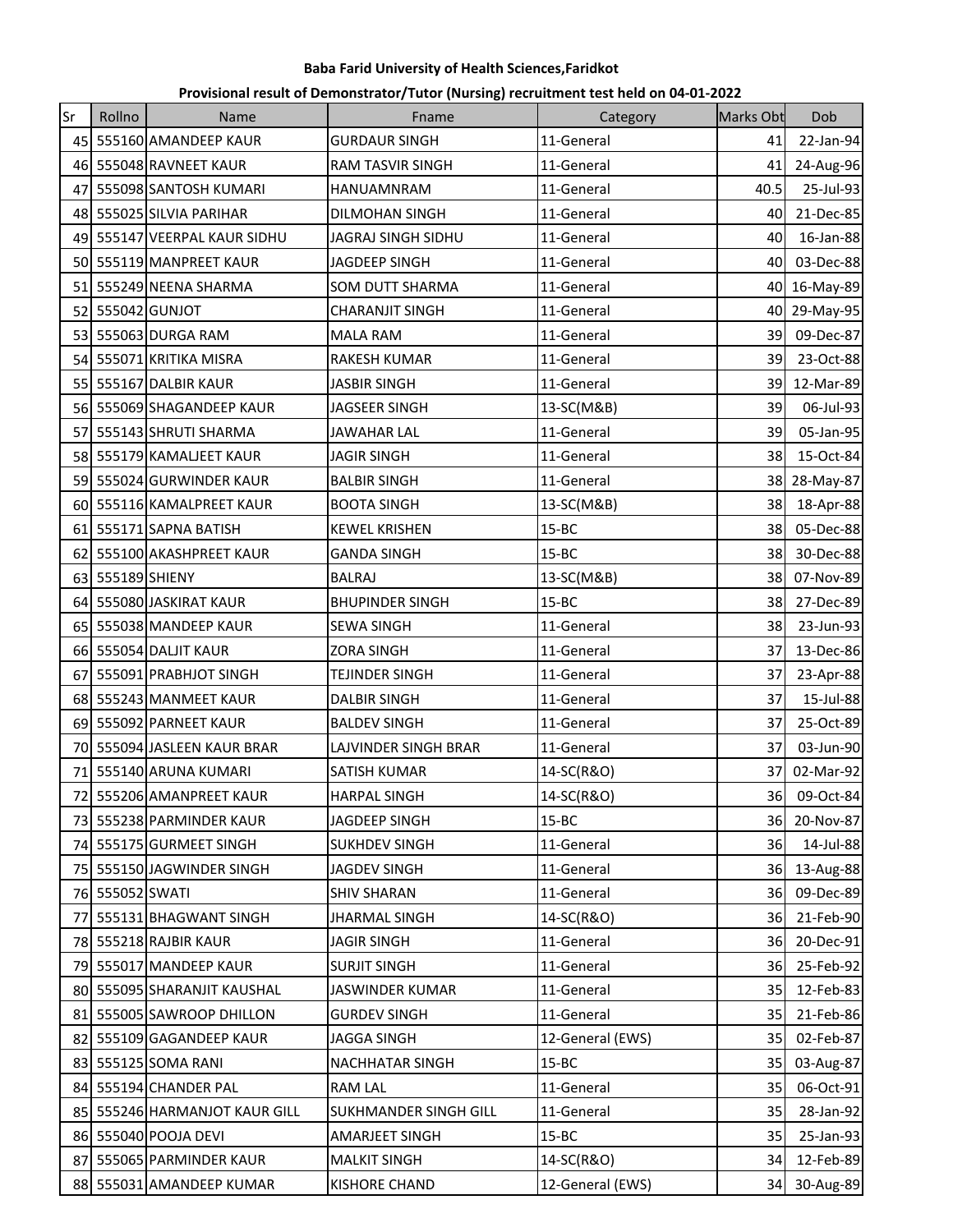**Baba Farid University of Health Sciences,Faridkot**

**Provisional result of Demonstrator/Tutor (Nursing) recruitment test held on 04-01-2022**

| Sr | Rollno | Name | Fname | Category | Marks Obt | Dob |
|---|---|---|---|---|---|---|
| 45 | 555160 | AMANDEEP KAUR | GURDAUR SINGH | 11-General | 41 | 22-Jan-94 |
| 46 | 555048 | RAVNEET KAUR | RAM TASVIR SINGH | 11-General | 41 | 24-Aug-96 |
| 47 | 555098 | SANTOSH KUMARI | HANUAMNRAM | 11-General | 40.5 | 25-Jul-93 |
| 48 | 555025 | SILVIA PARIHAR | DILMOHAN SINGH | 11-General | 40 | 21-Dec-85 |
| 49 | 555147 | VEERPAL KAUR SIDHU | JAGRAJ SINGH SIDHU | 11-General | 40 | 16-Jan-88 |
| 50 | 555119 | MANPREET KAUR | JAGDEEP SINGH | 11-General | 40 | 03-Dec-88 |
| 51 | 555249 | NEENA SHARMA | SOM DUTT SHARMA | 11-General | 40 | 16-May-89 |
| 52 | 555042 | GUNJOT | CHARANJIT SINGH | 11-General | 40 | 29-May-95 |
| 53 | 555063 | DURGA RAM | MALA RAM | 11-General | 39 | 09-Dec-87 |
| 54 | 555071 | KRITIKA MISRA | RAKESH KUMAR | 11-General | 39 | 23-Oct-88 |
| 55 | 555167 | DALBIR KAUR | JASBIR SINGH | 11-General | 39 | 12-Mar-89 |
| 56 | 555069 | SHAGANDEEP KAUR | JAGSEER SINGH | 13-SC(M&B) | 39 | 06-Jul-93 |
| 57 | 555143 | SHRUTI SHARMA | JAWAHAR LAL | 11-General | 39 | 05-Jan-95 |
| 58 | 555179 | KAMALJEET KAUR | JAGIR SINGH | 11-General | 38 | 15-Oct-84 |
| 59 | 555024 | GURWINDER KAUR | BALBIR SINGH | 11-General | 38 | 28-May-87 |
| 60 | 555116 | KAMALPREET KAUR | BOOTA SINGH | 13-SC(M&B) | 38 | 18-Apr-88 |
| 61 | 555171 | SAPNA BATISH | KEWEL KRISHEN | 15-BC | 38 | 05-Dec-88 |
| 62 | 555100 | AKASHPREET KAUR | GANDA SINGH | 15-BC | 38 | 30-Dec-88 |
| 63 | 555189 | SHIENY | BALRAJ | 13-SC(M&B) | 38 | 07-Nov-89 |
| 64 | 555080 | JASKIRAT KAUR | BHUPINDER SINGH | 15-BC | 38 | 27-Dec-89 |
| 65 | 555038 | MANDEEP KAUR | SEWA SINGH | 11-General | 38 | 23-Jun-93 |
| 66 | 555054 | DALJIT KAUR | ZORA SINGH | 11-General | 37 | 13-Dec-86 |
| 67 | 555091 | PRABHJOT SINGH | TEJINDER SINGH | 11-General | 37 | 23-Apr-88 |
| 68 | 555243 | MANMEET KAUR | DALBIR SINGH | 11-General | 37 | 15-Jul-88 |
| 69 | 555092 | PARNEET KAUR | BALDEV SINGH | 11-General | 37 | 25-Oct-89 |
| 70 | 555094 | JASLEEN KAUR BRAR | LAJVINDER SINGH BRAR | 11-General | 37 | 03-Jun-90 |
| 71 | 555140 | ARUNA KUMARI | SATISH KUMAR | 14-SC(R&O) | 37 | 02-Mar-92 |
| 72 | 555206 | AMANPREET KAUR | HARPAL SINGH | 14-SC(R&O) | 36 | 09-Oct-84 |
| 73 | 555238 | PARMINDER KAUR | JAGDEEP SINGH | 15-BC | 36 | 20-Nov-87 |
| 74 | 555175 | GURMEET SINGH | SUKHDEV SINGH | 11-General | 36 | 14-Jul-88 |
| 75 | 555150 | JAGWINDER SINGH | JAGDEV SINGH | 11-General | 36 | 13-Aug-88 |
| 76 | 555052 | SWATI | SHIV SHARAN | 11-General | 36 | 09-Dec-89 |
| 77 | 555131 | BHAGWANT SINGH | JHARMAL SINGH | 14-SC(R&O) | 36 | 21-Feb-90 |
| 78 | 555218 | RAJBIR KAUR | JAGIR SINGH | 11-General | 36 | 20-Dec-91 |
| 79 | 555017 | MANDEEP KAUR | SURJIT SINGH | 11-General | 36 | 25-Feb-92 |
| 80 | 555095 | SHARANJIT KAUSHAL | JASWINDER KUMAR | 11-General | 35 | 12-Feb-83 |
| 81 | 555005 | SAWROOP DHILLON | GURDEV SINGH | 11-General | 35 | 21-Feb-86 |
| 82 | 555109 | GAGANDEEP KAUR | JAGGA SINGH | 12-General (EWS) | 35 | 02-Feb-87 |
| 83 | 555125 | SOMA RANI | NACHHATAR SINGH | 15-BC | 35 | 03-Aug-87 |
| 84 | 555194 | CHANDER PAL | RAM LAL | 11-General | 35 | 06-Oct-91 |
| 85 | 555246 | HARMANJOT KAUR GILL | SUKHMANDER SINGH GILL | 11-General | 35 | 28-Jan-92 |
| 86 | 555040 | POOJA DEVI | AMARJEET SINGH | 15-BC | 35 | 25-Jan-93 |
| 87 | 555065 | PARMINDER KAUR | MALKIT SINGH | 14-SC(R&O) | 34 | 12-Feb-89 |
| 88 | 555031 | AMANDEEP KUMAR | KISHORE CHAND | 12-General (EWS) | 34 | 30-Aug-89 |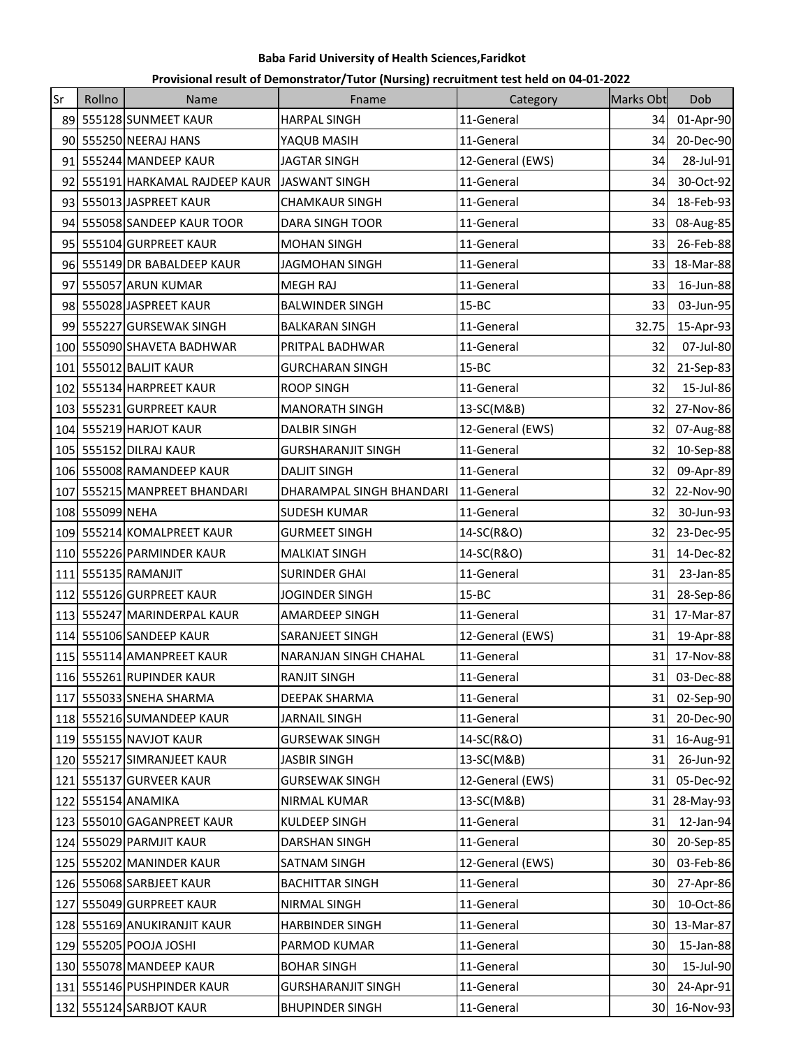**Baba Farid University of Health Sciences,Faridkot**

**Provisional result of Demonstrator/Tutor (Nursing) recruitment test held on 04-01-2022**

| Sr | Rollno | Name | Fname | Category | Marks Obt | Dob |
|---|---|---|---|---|---|---|
| 89 | 555128 | SUNMEET KAUR | HARPAL SINGH | 11-General | 34 | 01-Apr-90 |
| 90 | 555250 | NEERAJ HANS | YAQUB MASIH | 11-General | 34 | 20-Dec-90 |
| 91 | 555244 | MANDEEP KAUR | JAGTAR SINGH | 12-General (EWS) | 34 | 28-Jul-91 |
| 92 | 555191 | HARKAMAL RAJDEEP KAUR | JASWANT SINGH | 11-General | 34 | 30-Oct-92 |
| 93 | 555013 | JASPREET KAUR | CHAMKAUR SINGH | 11-General | 34 | 18-Feb-93 |
| 94 | 555058 | SANDEEP KAUR TOOR | DARA SINGH TOOR | 11-General | 33 | 08-Aug-85 |
| 95 | 555104 | GURPREET KAUR | MOHAN SINGH | 11-General | 33 | 26-Feb-88 |
| 96 | 555149 | DR BABALDEEP KAUR | JAGMOHAN SINGH | 11-General | 33 | 18-Mar-88 |
| 97 | 555057 | ARUN KUMAR | MEGH RAJ | 11-General | 33 | 16-Jun-88 |
| 98 | 555028 | JASPREET KAUR | BALWINDER SINGH | 15-BC | 33 | 03-Jun-95 |
| 99 | 555227 | GURSEWAK SINGH | BALKARAN SINGH | 11-General | 32.75 | 15-Apr-93 |
| 100 | 555090 | SHAVETA BADHWAR | PRITPAL BADHWAR | 11-General | 32 | 07-Jul-80 |
| 101 | 555012 | BALJIT KAUR | GURCHARAN SINGH | 15-BC | 32 | 21-Sep-83 |
| 102 | 555134 | HARPREET KAUR | ROOP SINGH | 11-General | 32 | 15-Jul-86 |
| 103 | 555231 | GURPREET KAUR | MANORATH SINGH | 13-SC(M&B) | 32 | 27-Nov-86 |
| 104 | 555219 | HARJOT KAUR | DALBIR SINGH | 12-General (EWS) | 32 | 07-Aug-88 |
| 105 | 555152 | DILRAJ KAUR | GURSHARANJIT SINGH | 11-General | 32 | 10-Sep-88 |
| 106 | 555008 | RAMANDEEP KAUR | DALJIT SINGH | 11-General | 32 | 09-Apr-89 |
| 107 | 555215 | MANPREET BHANDARI | DHARAMPAL SINGH BHANDARI | 11-General | 32 | 22-Nov-90 |
| 108 | 555099 | NEHA | SUDESH KUMAR | 11-General | 32 | 30-Jun-93 |
| 109 | 555214 | KOMALPREET KAUR | GURMEET SINGH | 14-SC(R&O) | 32 | 23-Dec-95 |
| 110 | 555226 | PARMINDER KAUR | MALKIAT SINGH | 14-SC(R&O) | 31 | 14-Dec-82 |
| 111 | 555135 | RAMANJIT | SURINDER GHAI | 11-General | 31 | 23-Jan-85 |
| 112 | 555126 | GURPREET KAUR | JOGINDER SINGH | 15-BC | 31 | 28-Sep-86 |
| 113 | 555247 | MARINDERPAL KAUR | AMARDEEP SINGH | 11-General | 31 | 17-Mar-87 |
| 114 | 555106 | SANDEEP KAUR | SARANJEET SINGH | 12-General (EWS) | 31 | 19-Apr-88 |
| 115 | 555114 | AMANPREET KAUR | NARANJAN SINGH CHAHAL | 11-General | 31 | 17-Nov-88 |
| 116 | 555261 | RUPINDER KAUR | RANJIT SINGH | 11-General | 31 | 03-Dec-88 |
| 117 | 555033 | SNEHA SHARMA | DEEPAK SHARMA | 11-General | 31 | 02-Sep-90 |
| 118 | 555216 | SUMANDEEP KAUR | JARNAIL SINGH | 11-General | 31 | 20-Dec-90 |
| 119 | 555155 | NAVJOT KAUR | GURSEWAK SINGH | 14-SC(R&O) | 31 | 16-Aug-91 |
| 120 | 555217 | SIMRANJEET KAUR | JASBIR SINGH | 13-SC(M&B) | 31 | 26-Jun-92 |
| 121 | 555137 | GURVEER KAUR | GURSEWAK SINGH | 12-General (EWS) | 31 | 05-Dec-92 |
| 122 | 555154 | ANAMIKA | NIRMAL KUMAR | 13-SC(M&B) | 31 | 28-May-93 |
| 123 | 555010 | GAGANPREET KAUR | KULDEEP SINGH | 11-General | 31 | 12-Jan-94 |
| 124 | 555029 | PARMJIT KAUR | DARSHAN SINGH | 11-General | 30 | 20-Sep-85 |
| 125 | 555202 | MANINDER KAUR | SATNAM SINGH | 12-General (EWS) | 30 | 03-Feb-86 |
| 126 | 555068 | SARBJEET KAUR | BACHITTAR SINGH | 11-General | 30 | 27-Apr-86 |
| 127 | 555049 | GURPREET KAUR | NIRMAL SINGH | 11-General | 30 | 10-Oct-86 |
| 128 | 555169 | ANUKIRANJIT KAUR | HARBINDER SINGH | 11-General | 30 | 13-Mar-87 |
| 129 | 555205 | POOJA JOSHI | PARMOD KUMAR | 11-General | 30 | 15-Jan-88 |
| 130 | 555078 | MANDEEP KAUR | BOHAR SINGH | 11-General | 30 | 15-Jul-90 |
| 131 | 555146 | PUSHPINDER KAUR | GURSHARANJIT SINGH | 11-General | 30 | 24-Apr-91 |
| 132 | 555124 | SARBJOT KAUR | BHUPINDER SINGH | 11-General | 30 | 16-Nov-93 |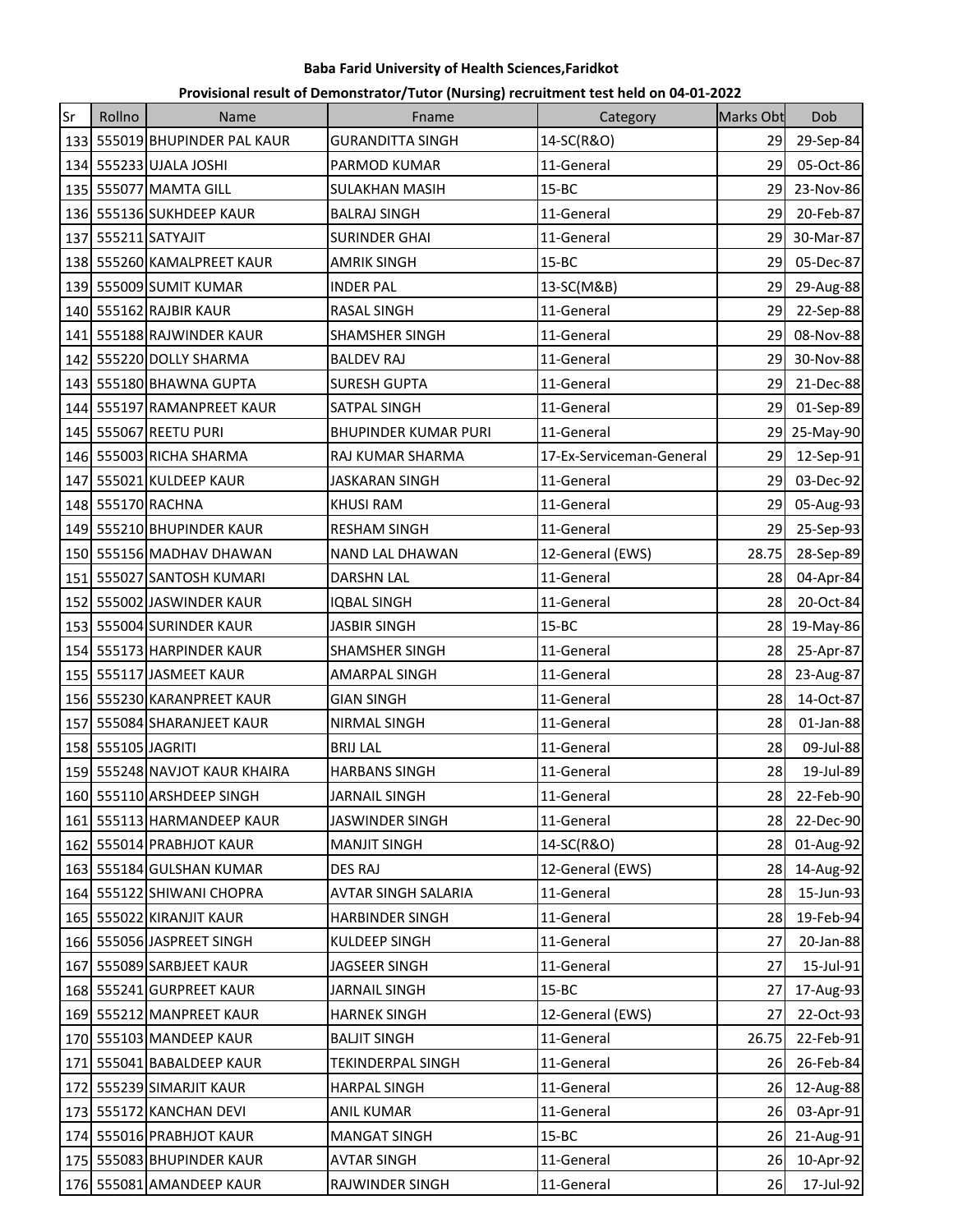**Baba Farid University of Health Sciences,Faridkot**

**Provisional result of Demonstrator/Tutor (Nursing) recruitment test held on 04-01-2022**

| Sr | Rollno | Name | Fname | Category | Marks Obt | Dob |
|---|---|---|---|---|---|---|
| 133 | 555019 | BHUPINDER PAL KAUR | GURANDITTA SINGH | 14-SC(R&O) | 29 | 29-Sep-84 |
| 134 | 555233 | UJALA JOSHI | PARMOD KUMAR | 11-General | 29 | 05-Oct-86 |
| 135 | 555077 | MAMTA GILL | SULAKHAN MASIH | 15-BC | 29 | 23-Nov-86 |
| 136 | 555136 | SUKHDEEP KAUR | BALRAJ SINGH | 11-General | 29 | 20-Feb-87 |
| 137 | 555211 | SATYAJIT | SURINDER GHAI | 11-General | 29 | 30-Mar-87 |
| 138 | 555260 | KAMALPREET KAUR | AMRIK SINGH | 15-BC | 29 | 05-Dec-87 |
| 139 | 555009 | SUMIT KUMAR | INDER PAL | 13-SC(M&B) | 29 | 29-Aug-88 |
| 140 | 555162 | RAJBIR KAUR | RASAL SINGH | 11-General | 29 | 22-Sep-88 |
| 141 | 555188 | RAJWINDER KAUR | SHAMSHER SINGH | 11-General | 29 | 08-Nov-88 |
| 142 | 555220 | DOLLY SHARMA | BALDEV RAJ | 11-General | 29 | 30-Nov-88 |
| 143 | 555180 | BHAWNA GUPTA | SURESH GUPTA | 11-General | 29 | 21-Dec-88 |
| 144 | 555197 | RAMANPREET KAUR | SATPAL SINGH | 11-General | 29 | 01-Sep-89 |
| 145 | 555067 | REETU PURI | BHUPINDER KUMAR PURI | 11-General | 29 | 25-May-90 |
| 146 | 555003 | RICHA SHARMA | RAJ KUMAR SHARMA | 17-Ex-Serviceman-General | 29 | 12-Sep-91 |
| 147 | 555021 | KULDEEP KAUR | JASKARAN SINGH | 11-General | 29 | 03-Dec-92 |
| 148 | 555170 | RACHNA | KHUSI RAM | 11-General | 29 | 05-Aug-93 |
| 149 | 555210 | BHUPINDER KAUR | RESHAM SINGH | 11-General | 29 | 25-Sep-93 |
| 150 | 555156 | MADHAV DHAWAN | NAND LAL DHAWAN | 12-General (EWS) | 28.75 | 28-Sep-89 |
| 151 | 555027 | SANTOSH KUMARI | DARSHN LAL | 11-General | 28 | 04-Apr-84 |
| 152 | 555002 | JASWINDER KAUR | IQBAL SINGH | 11-General | 28 | 20-Oct-84 |
| 153 | 555004 | SURINDER KAUR | JASBIR SINGH | 15-BC | 28 | 19-May-86 |
| 154 | 555173 | HARPINDER KAUR | SHAMSHER SINGH | 11-General | 28 | 25-Apr-87 |
| 155 | 555117 | JASMEET KAUR | AMARPAL SINGH | 11-General | 28 | 23-Aug-87 |
| 156 | 555230 | KARANPREET KAUR | GIAN SINGH | 11-General | 28 | 14-Oct-87 |
| 157 | 555084 | SHARANJEET KAUR | NIRMAL SINGH | 11-General | 28 | 01-Jan-88 |
| 158 | 555105 | JAGRITI | BRIJ LAL | 11-General | 28 | 09-Jul-88 |
| 159 | 555248 | NAVJOT KAUR KHAIRA | HARBANS SINGH | 11-General | 28 | 19-Jul-89 |
| 160 | 555110 | ARSHDEEP SINGH | JARNAIL SINGH | 11-General | 28 | 22-Feb-90 |
| 161 | 555113 | HARMANDEEP KAUR | JASWINDER SINGH | 11-General | 28 | 22-Dec-90 |
| 162 | 555014 | PRABHJOT KAUR | MANJIT SINGH | 14-SC(R&O) | 28 | 01-Aug-92 |
| 163 | 555184 | GULSHAN KUMAR | DES RAJ | 12-General (EWS) | 28 | 14-Aug-92 |
| 164 | 555122 | SHIWANI CHOPRA | AVTAR SINGH SALARIA | 11-General | 28 | 15-Jun-93 |
| 165 | 555022 | KIRANJIT KAUR | HARBINDER SINGH | 11-General | 28 | 19-Feb-94 |
| 166 | 555056 | JASPREET SINGH | KULDEEP SINGH | 11-General | 27 | 20-Jan-88 |
| 167 | 555089 | SARBJEET KAUR | JAGSEER SINGH | 11-General | 27 | 15-Jul-91 |
| 168 | 555241 | GURPREET KAUR | JARNAIL SINGH | 15-BC | 27 | 17-Aug-93 |
| 169 | 555212 | MANPREET KAUR | HARNEK SINGH | 12-General (EWS) | 27 | 22-Oct-93 |
| 170 | 555103 | MANDEEP KAUR | BALJIT SINGH | 11-General | 26.75 | 22-Feb-91 |
| 171 | 555041 | BABALDEEP KAUR | TEKINDERPAL SINGH | 11-General | 26 | 26-Feb-84 |
| 172 | 555239 | SIMARJIT KAUR | HARPAL SINGH | 11-General | 26 | 12-Aug-88 |
| 173 | 555172 | KANCHAN DEVI | ANIL KUMAR | 11-General | 26 | 03-Apr-91 |
| 174 | 555016 | PRABHJOT KAUR | MANGAT SINGH | 15-BC | 26 | 21-Aug-91 |
| 175 | 555083 | BHUPINDER KAUR | AVTAR SINGH | 11-General | 26 | 10-Apr-92 |
| 176 | 555081 | AMANDEEP KAUR | RAJWINDER SINGH | 11-General | 26 | 17-Jul-92 |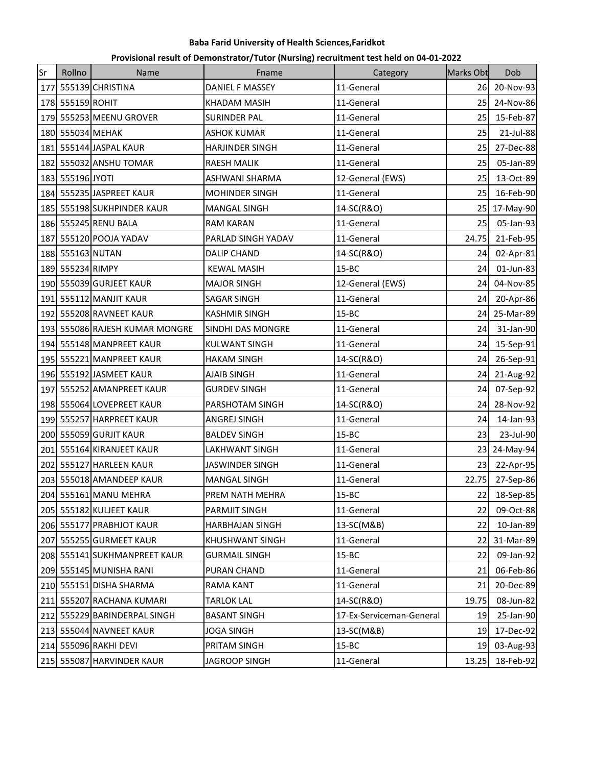**Baba Farid University of Health Sciences,Faridkot**

**Provisional result of Demonstrator/Tutor (Nursing) recruitment test held on 04-01-2022**

| Sr | Rollno | Name | Fname | Category | Marks Obt | Dob |
|---|---|---|---|---|---|---|
| 177 | 555139 | CHRISTINA | DANIEL F MASSEY | 11-General | 26 | 20-Nov-93 |
| 178 | 555159 | ROHIT | KHADAM MASIH | 11-General | 25 | 24-Nov-86 |
| 179 | 555253 | MEENU GROVER | SURINDER PAL | 11-General | 25 | 15-Feb-87 |
| 180 | 555034 | MEHAK | ASHOK KUMAR | 11-General | 25 | 21-Jul-88 |
| 181 | 555144 | JASPAL KAUR | HARJINDER SINGH | 11-General | 25 | 27-Dec-88 |
| 182 | 555032 | ANSHU TOMAR | RAESH MALIK | 11-General | 25 | 05-Jan-89 |
| 183 | 555196 | JYOTI | ASHWANI SHARMA | 12-General (EWS) | 25 | 13-Oct-89 |
| 184 | 555235 | JASPREET KAUR | MOHINDER SINGH | 11-General | 25 | 16-Feb-90 |
| 185 | 555198 | SUKHPINDER KAUR | MANGAL SINGH | 14-SC(R&O) | 25 | 17-May-90 |
| 186 | 555245 | RENU BALA | RAM KARAN | 11-General | 25 | 05-Jan-93 |
| 187 | 555120 | POOJA YADAV | PARLAD SINGH YADAV | 11-General | 24.75 | 21-Feb-95 |
| 188 | 555163 | NUTAN | DALIP CHAND | 14-SC(R&O) | 24 | 02-Apr-81 |
| 189 | 555234 | RIMPY | KEWAL MASIH | 15-BC | 24 | 01-Jun-83 |
| 190 | 555039 | GURJEET KAUR | MAJOR SINGH | 12-General (EWS) | 24 | 04-Nov-85 |
| 191 | 555112 | MANJIT KAUR | SAGAR SINGH | 11-General | 24 | 20-Apr-86 |
| 192 | 555208 | RAVNEET KAUR | KASHMIR SINGH | 15-BC | 24 | 25-Mar-89 |
| 193 | 555086 | RAJESH KUMAR MONGRE | SINDHI DAS MONGRE | 11-General | 24 | 31-Jan-90 |
| 194 | 555148 | MANPREET KAUR | KULWANT SINGH | 11-General | 24 | 15-Sep-91 |
| 195 | 555221 | MANPREET KAUR | HAKAM SINGH | 14-SC(R&O) | 24 | 26-Sep-91 |
| 196 | 555192 | JASMEET KAUR | AJAIB SINGH | 11-General | 24 | 21-Aug-92 |
| 197 | 555252 | AMANPREET KAUR | GURDEV SINGH | 11-General | 24 | 07-Sep-92 |
| 198 | 555064 | LOVEPREET KAUR | PARSHOTAM SINGH | 14-SC(R&O) | 24 | 28-Nov-92 |
| 199 | 555257 | HARPREET KAUR | ANGREJ SINGH | 11-General | 24 | 14-Jan-93 |
| 200 | 555059 | GURJIT KAUR | BALDEV SINGH | 15-BC | 23 | 23-Jul-90 |
| 201 | 555164 | KIRANJEET KAUR | LAKHWANT SINGH | 11-General | 23 | 24-May-94 |
| 202 | 555127 | HARLEEN KAUR | JASWINDER SINGH | 11-General | 23 | 22-Apr-95 |
| 203 | 555018 | AMANDEEP KAUR | MANGAL SINGH | 11-General | 22.75 | 27-Sep-86 |
| 204 | 555161 | MANU MEHRA | PREM NATH MEHRA | 15-BC | 22 | 18-Sep-85 |
| 205 | 555182 | KULJEET KAUR | PARMJIT SINGH | 11-General | 22 | 09-Oct-88 |
| 206 | 555177 | PRABHJOT KAUR | HARBHAJAN SINGH | 13-SC(M&B) | 22 | 10-Jan-89 |
| 207 | 555255 | GURMEET KAUR | KHUSHWANT SINGH | 11-General | 22 | 31-Mar-89 |
| 208 | 555141 | SUKHMANPREET KAUR | GURMAIL SINGH | 15-BC | 22 | 09-Jan-92 |
| 209 | 555145 | MUNISHA RANI | PURAN CHAND | 11-General | 21 | 06-Feb-86 |
| 210 | 555151 | DISHA SHARMA | RAMA KANT | 11-General | 21 | 20-Dec-89 |
| 211 | 555207 | RACHANA KUMARI | TARLOK LAL | 14-SC(R&O) | 19.75 | 08-Jun-82 |
| 212 | 555229 | BARINDERPAL SINGH | BASANT SINGH | 17-Ex-Serviceman-General | 19 | 25-Jan-90 |
| 213 | 555044 | NAVNEET KAUR | JOGA SINGH | 13-SC(M&B) | 19 | 17-Dec-92 |
| 214 | 555096 | RAKHI DEVI | PRITAM SINGH | 15-BC | 19 | 03-Aug-93 |
| 215 | 555087 | HARVINDER KAUR | JAGROOP SINGH | 11-General | 13.25 | 18-Feb-92 |